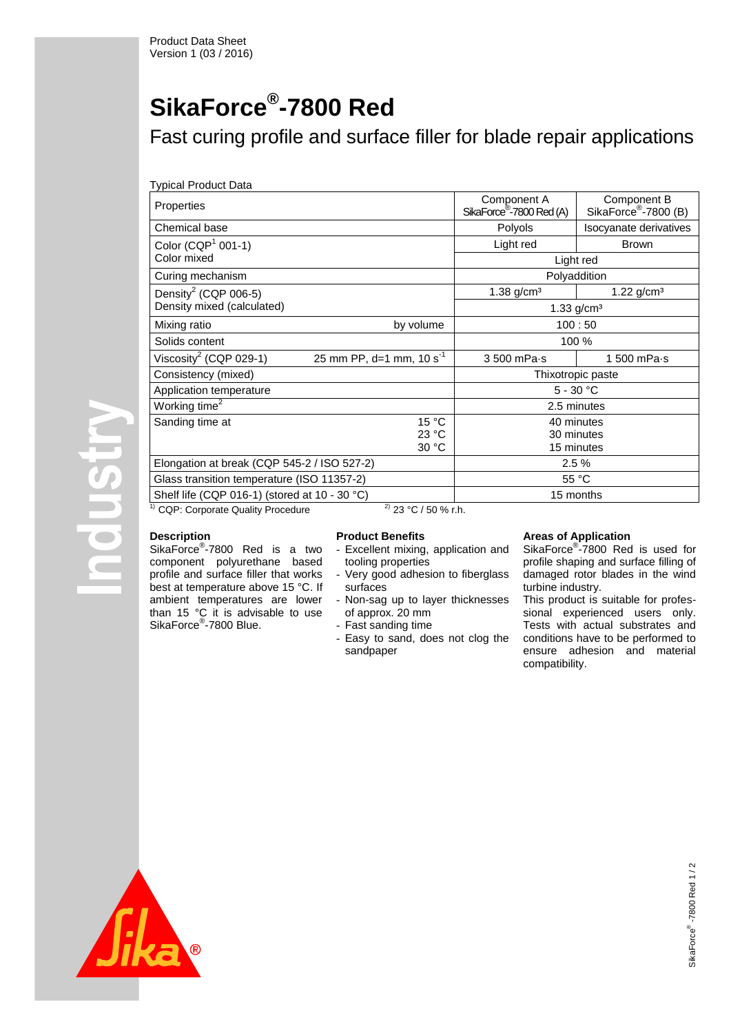Product Data Sheet
Version 1 (03 / 2016)

# SikaForce®-7800 Red

## Fast curing profile and surface filler for blade repair applications

Typical Product Data

| Properties | | Component A SikaForce®-7800 Red (A) | Component B SikaForce®-7800 (B) |
|---|---|---|---|
| Chemical base | | Polyols | Isocyanate derivatives |
| Color (CQP[1] 001-1) | | Light red | Brown |
| Color mixed | | Light red | |
| Curing mechanism | | Polyaddition | |
| Density[2] (CQP 006-5) | | 1.38 g/cm³ | 1.22 g/cm³ |
| Density mixed (calculated) | | 1.33 g/cm³ | |
| Mixing ratio | by volume | 100 : 50 | |
| Solids content | | 100 % | |
| Viscosity[2] (CQP 029-1) | 25 mm PP, d=1 mm, 10 $s^{-1}$ | 3 500 mPa·s | 1 500 mPa·s |
| Consistency (mixed) | | Thixotropic paste | |
| Application temperature | | 5 - 30 °C | |
| Working time[2] | | 2.5 minutes | |
| Sanding time at | 15 °C<br>23 °C<br>30 °C | 40 minutes<br>30 minutes<br>15 minutes | |
| Elongation at break (CQP 545-2 / ISO 527-2) | | 2.5 % | |
| Glass transition temperature (ISO 11357-2) | | 55 °C | |
| Shelf life (CQP 016-1) (stored at 10 - 30 °C) | | 15 months | |

[1] CQP: Corporate Quality Procedure  [2] 23 °C / 50 % r.h.

### Description

SikaForce®-7800 Red is a two component polyurethane based profile and surface filler that works best at temperature above 15 °C. If ambient temperatures are lower than 15 °C it is advisable to use SikaForce®-7800 Blue.

### Product Benefits

- Excellent mixing, application and tooling properties
- Very good adhesion to fiberglass surfaces
- Non-sag up to layer thicknesses of approx. 20 mm
- Fast sanding time
- Easy to sand, does not clog the sandpaper

### Areas of Application

SikaForce®-7800 Red is used for profile shaping and surface filling of damaged rotor blades in the wind turbine industry.

This product is suitable for professional experienced users only. Tests with actual substrates and conditions have to be performed to ensure adhesion and material compatibility.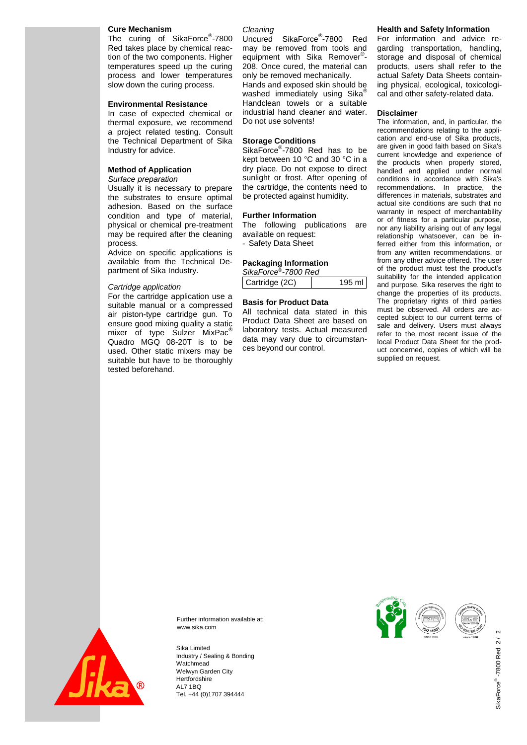## Cure Mechanism

The curing of SikaForce®-7800 Red takes place by chemical reaction of the two components. Higher temperatures speed up the curing process and lower temperatures slow down the curing process.

## Environmental Resistance

In case of expected chemical or thermal exposure, we recommend a project related testing. Consult the Technical Department of Sika Industry for advice.

## Method of Application

*Surface preparation*

Usually it is necessary to prepare the substrates to ensure optimal adhesion. Based on the surface condition and type of material, physical or chemical pre-treatment may be required after the cleaning process.

Advice on specific applications is available from the Technical Department of Sika Industry.

*Cartridge application*

For the cartridge application use a suitable manual or a compressed air piston-type cartridge gun. To ensure good mixing quality a static mixer of type Sulzer MixPac® Quadro MGQ 08-20T is to be used. Other static mixers may be suitable but have to be thoroughly tested beforehand.

*Cleaning*

Uncured SikaForce®-7800 Red may be removed from tools and equipment with Sika Remover®-208. Once cured, the material can only be removed mechanically.

Hands and exposed skin should be washed immediately using Sika® Handclean towels or a suitable industrial hand cleaner and water. Do not use solvents!

## Storage Conditions

SikaForce®-7800 Red has to be kept between 10 °C and 30 °C in a dry place. Do not expose to direct sunlight or frost. After opening of the cartridge, the contents need to be protected against humidity.

## Further Information

The following publications are available on request:

- Safety Data Sheet

## Packaging Information

| *SikaForce®-7800 Red* | |
|---|---|
| Cartridge (2C) | 195 ml |

## Basis for Product Data

All technical data stated in this Product Data Sheet are based on laboratory tests. Actual measured data may vary due to circumstances beyond our control.

## Health and Safety Information

For information and advice regarding transportation, handling, storage and disposal of chemical products, users shall refer to the actual Safety Data Sheets containing physical, ecological, toxicological and other safety-related data.

## Disclaimer

The information, and, in particular, the recommendations relating to the application and end-use of Sika products, are given in good faith based on Sika's current knowledge and experience of the products when properly stored, handled and applied under normal conditions in accordance with Sika's recommendations. In practice, the differences in materials, substrates and actual site conditions are such that no warranty in respect of merchantability or of fitness for a particular purpose, nor any liability arising out of any legal relationship whatsoever, can be inferred either from this information, or from any written recommendations, or from any other advice offered. The user of the product must test the product's suitability for the intended application and purpose. Sika reserves the right to change the properties of its products. The proprietary rights of third parties must be observed. All orders are accepted subject to our current terms of sale and delivery. Users must always refer to the most recent issue of the local Product Data Sheet for the product concerned, copies of which will be supplied on request.

Further information available at:
www.sika.com

Sika Limited
Industry / Sealing & Bonding
Watchmead
Welwyn Garden City
Hertfordshire
AL7 1BQ
Tel. +44 (0)1707 394444